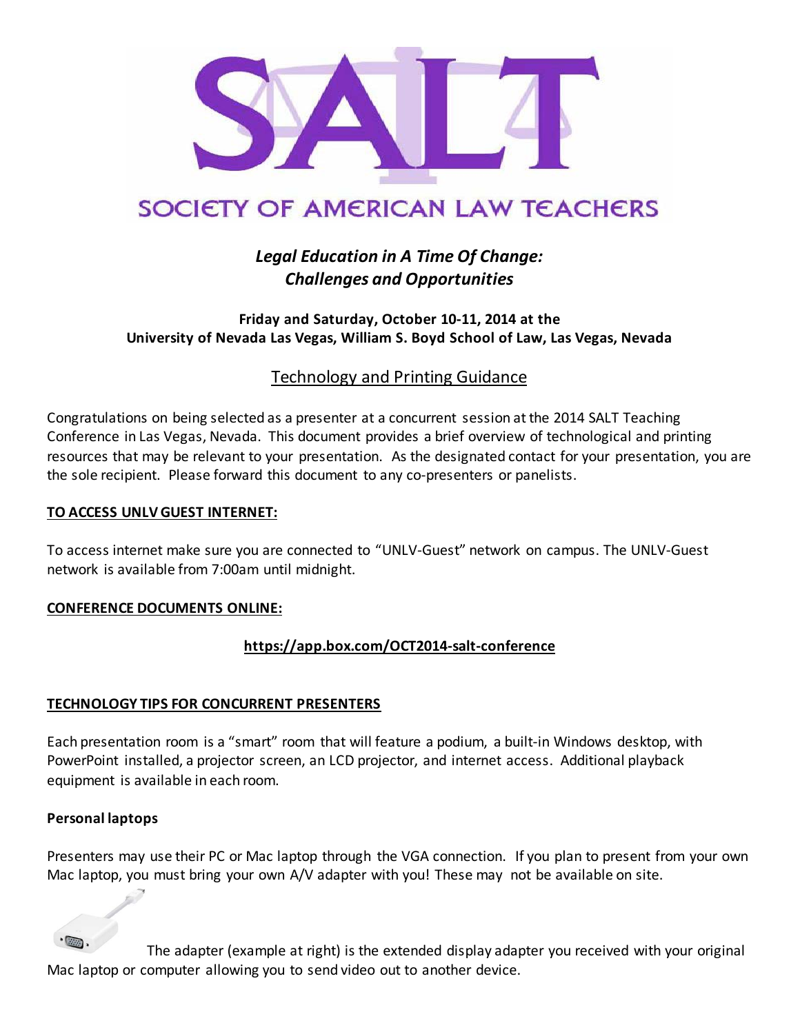# SOCIETY OF AMERICAN LAW TEACHERS

## *Legal Education in A Time Of Change: Challenges and Opportunities*

**Friday and Saturday, October 10-11, 2014 at the University of Nevada Las Vegas, William S. Boyd School of Law, Las Vegas, Nevada**

### Technology and Printing Guidance

Congratulations on being selected as a presenter at a concurrent session at the 2014 SALT Teaching Conference in Las Vegas, Nevada. This document provides a brief overview of technological and printing resources that may be relevant to your presentation. As the designated contact for your presentation, you are the sole recipient. Please forward this document to any co-presenters or panelists.

**TO ACCESS UNLV GUEST INTERNET:**

To access internet make sure you are connected to "UNLV-Guest" network on campus. The UNLV-Guest network is available from 7:00am until midnight.

**CONFERENCE DOCUMENTS ONLINE:**

**https://app.box.com/OCT2014-salt-conference**

**TECHNOLOGY TIPS FOR CONCURRENT PRESENTERS**

Each presentation room is a "smart" room that will feature a podium, a built-in Windows desktop, with PowerPoint installed, a projector screen, an LCD projector, and internet access. Additional playback equipment is available in each room.

**Personal laptops**

Presenters may use their PC or Mac laptop through the VGA connection. If you plan to present from your own Mac laptop, you must bring your own A/V adapter with you! These may not be available on site.

The adapter (example at right) is the extended display adapter you received with your original Mac laptop or computer allowing you to send video out to another device.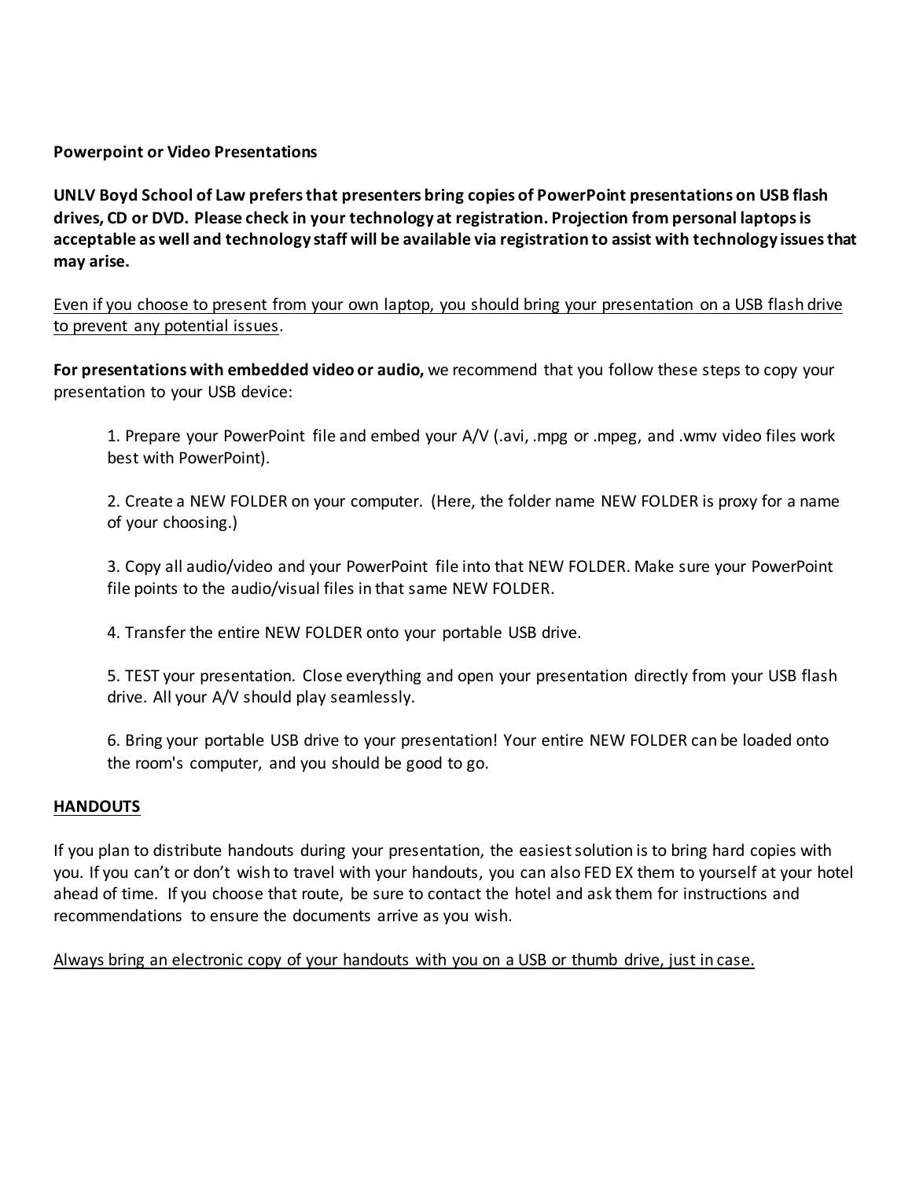**Powerpoint or Video Presentations**

**UNLV Boyd School of Law prefers that presenters bring copies of PowerPoint presentations on USB flash drives, CD or DVD. Please check in your technology at registration. Projection from personal laptops is acceptable as well and technology staff will be available via registration to assist with technology issues that may arise.**

<u>Even if you choose to present from your own laptop, you should bring your presentation on a USB flash drive to prevent any potential issues</u>.

**For presentations with embedded video or audio,** we recommend that you follow these steps to copy your presentation to your USB device:

1. Prepare your PowerPoint file and embed your A/V (.avi, .mpg or .mpeg, and .wmv video files work best with PowerPoint).

2. Create a NEW FOLDER on your computer. (Here, the folder name NEW FOLDER is proxy for a name of your choosing.)

3. Copy all audio/video and your PowerPoint file into that NEW FOLDER. Make sure your PowerPoint file points to the audio/visual files in that same NEW FOLDER.

4. Transfer the entire NEW FOLDER onto your portable USB drive.

5. TEST your presentation. Close everything and open your presentation directly from your USB flash drive. All your A/V should play seamlessly.

6. Bring your portable USB drive to your presentation! Your entire NEW FOLDER can be loaded onto the room's computer, and you should be good to go.

**<u>HANDOUTS</u>**

If you plan to distribute handouts during your presentation, the easiest solution is to bring hard copies with you. If you can't or don't wish to travel with your handouts, you can also FED EX them to yourself at your hotel ahead of time. If you choose that route, be sure to contact the hotel and ask them for instructions and recommendations to ensure the documents arrive as you wish.

<u>Always bring an electronic copy of your handouts with you on a USB or thumb drive, just in case.</u>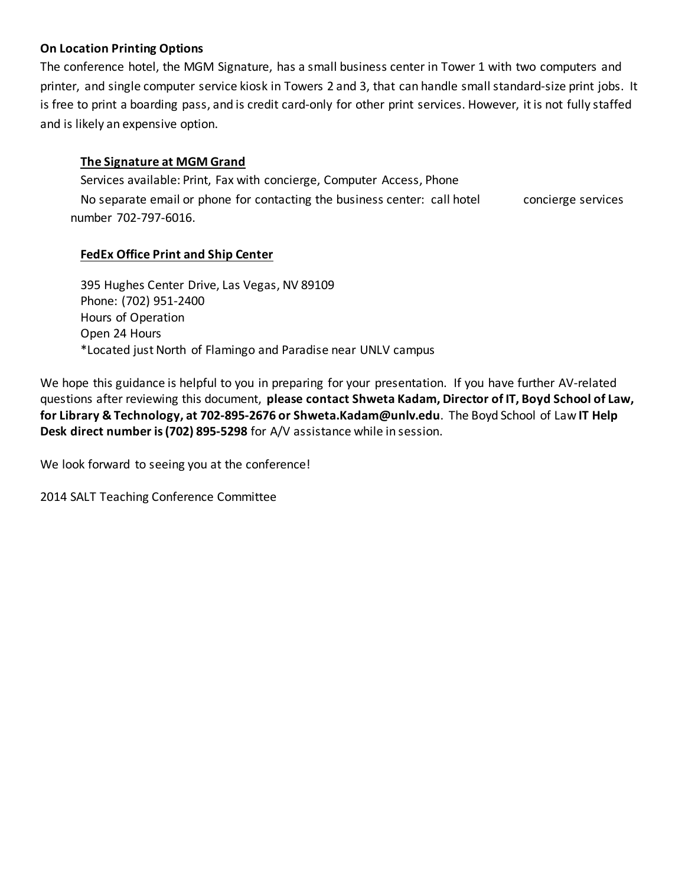**On Location Printing Options**

The conference hotel, the MGM Signature, has a small business center in Tower 1 with two computers and printer, and single computer service kiosk in Towers 2 and 3, that can handle small standard-size print jobs. It is free to print a boarding pass, and is credit card-only for other print services. However, it is not fully staffed and is likely an expensive option.

**<u>The Signature at MGM Grand</u>**

Services available: Print, Fax with concierge, Computer Access, Phone

No separate email or phone for contacting the business center: call hotel concierge services number 702-797-6016.

**<u>FedEx Office Print and Ship Center</u>**

395 Hughes Center Drive, Las Vegas, NV 89109
Phone: (702) 951-2400
Hours of Operation
Open 24 Hours
*Located just North of Flamingo and Paradise near UNLV campus

We hope this guidance is helpful to you in preparing for your presentation. If you have further AV-related questions after reviewing this document, **please contact Shweta Kadam, Director of IT, Boyd School of Law, for Library & Technology, at 702-895-2676 or Shweta.Kadam@unlv.edu**. The Boyd School of Law **IT Help Desk direct number is (702) 895-5298** for A/V assistance while in session.

We look forward to seeing you at the conference!

2014 SALT Teaching Conference Committee